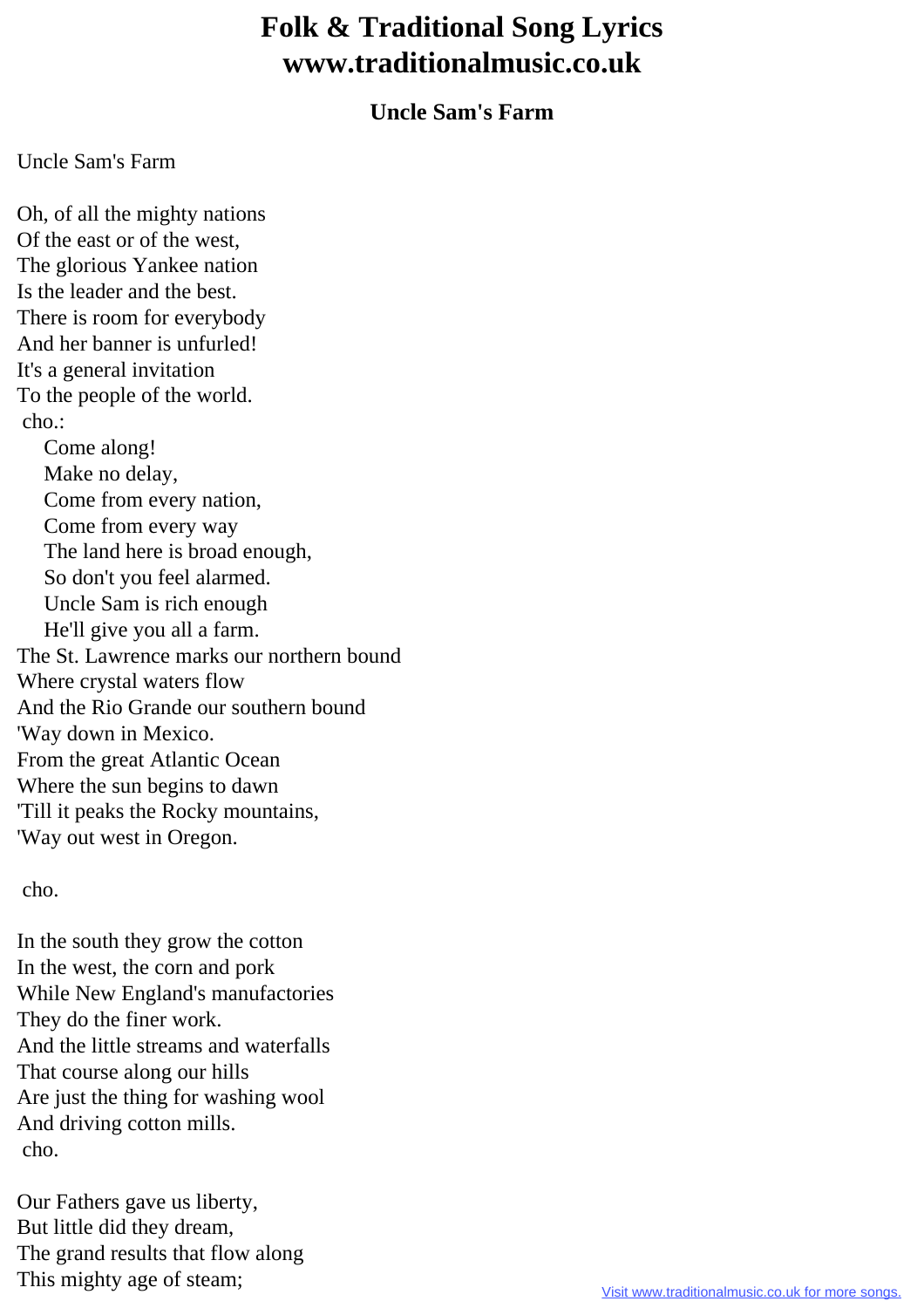# Folk & Traditional Song Lyrics
# www.traditionalmusic.co.uk

### Uncle Sam's Farm

Uncle Sam's Farm

Oh, of all the mighty nations
Of the east or of the west,
The glorious Yankee nation
Is the leader and the best.
There is room for everybody
And her banner is unfurled!
It's a general invitation
To the people of the world.
cho.:
Come along!
Make no delay,
Come from every nation,
Come from every way
The land here is broad enough,
So don't you feel alarmed.
Uncle Sam is rich enough
He'll give you all a farm.
The St. Lawrence marks our northern bound
Where crystal waters flow
And the Rio Grande our southern bound
'Way down in Mexico.
From the great Atlantic Ocean
Where the sun begins to dawn
'Till it peaks the Rocky mountains,
'Way out west in Oregon.

cho.

In the south they grow the cotton
In the west, the corn and pork
While New England's manufactories
They do the finer work.
And the little streams and waterfalls
That course along our hills
Are just the thing for washing wool
And driving cotton mills.
cho.

Our Fathers gave us liberty,
But little did they dream,
The grand results that flow along
This mighty age of steam;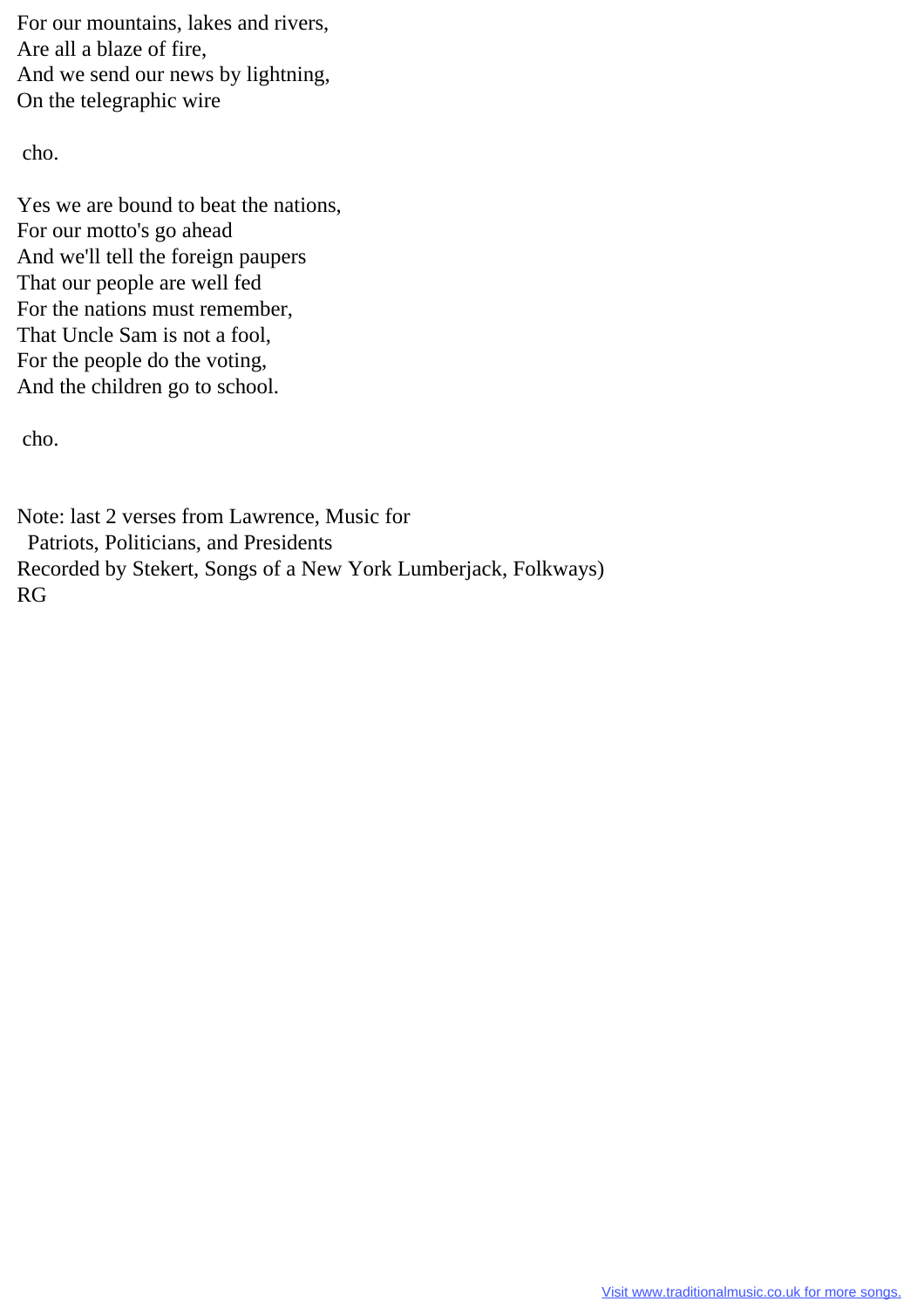For our mountains, lakes and rivers,
Are all a blaze of fire,
And we send our news by lightning,
On the telegraphic wire

cho.

Yes we are bound to beat the nations,
For our motto's go ahead
And we'll tell the foreign paupers
That our people are well fed
For the nations must remember,
That Uncle Sam is not a fool,
For the people do the voting,
And the children go to school.

cho.

Note: last 2 verses from Lawrence, Music for
Patriots, Politicians, and Presidents
Recorded by Stekert, Songs of a New York Lumberjack, Folkways)
RG